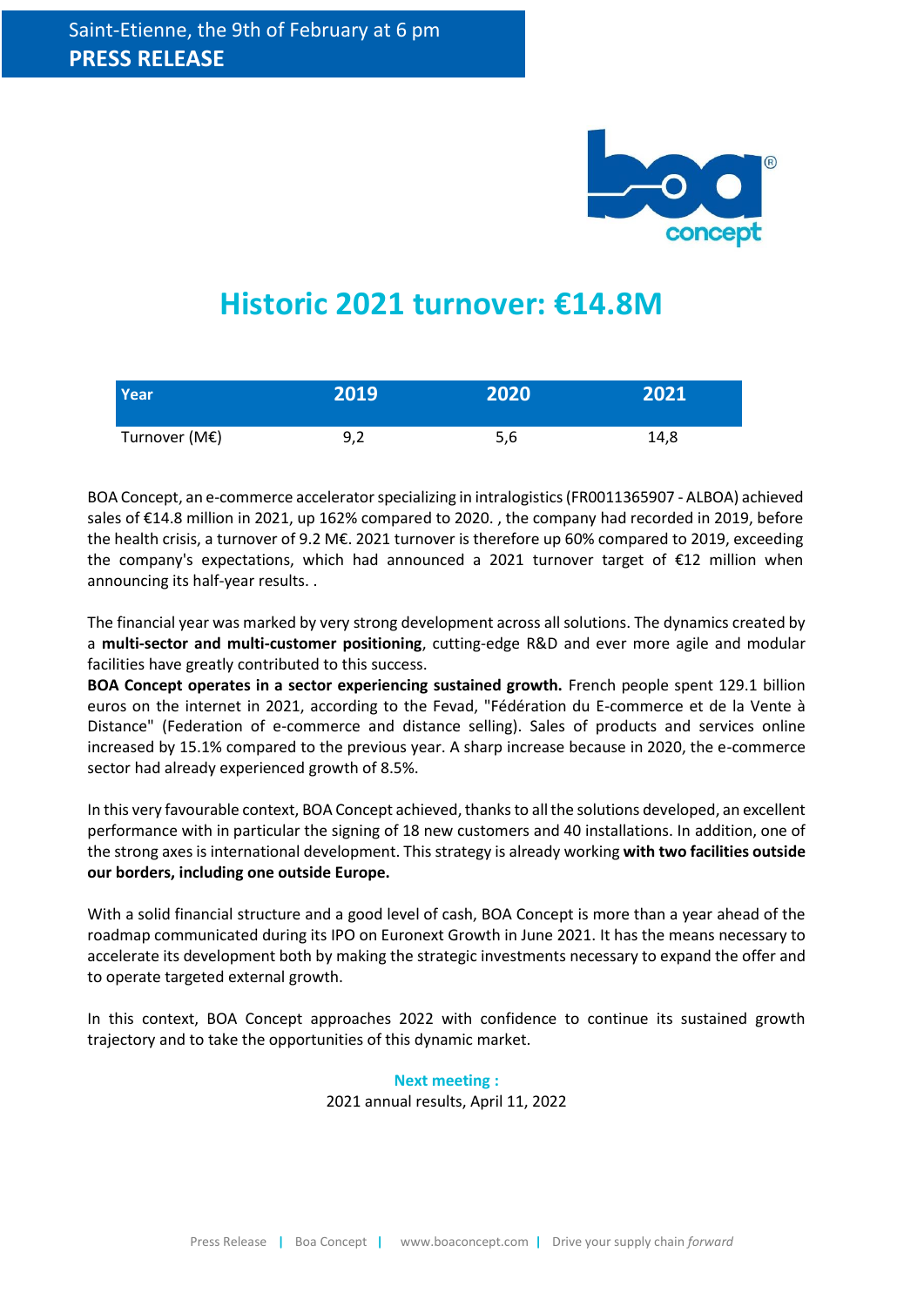Saint-Etienne, the 9th of February at 6 pm

**PRESS RELEASE**

# Historic 2021 turnover: €14.8M

| Year | 2019 | 2020 | 2021 |
|---|---|---|---|
| Turnover (M€) | 9,2 | 5,6 | 14,8 |

BOA Concept, an e-commerce accelerator specializing in intralogistics (FR0011365907 - ALBOA) achieved sales of €14.8 million in 2021, up 162% compared to 2020. , the company had recorded in 2019, before the health crisis, a turnover of 9.2 M€. 2021 turnover is therefore up 60% compared to 2019, exceeding the company's expectations, which had announced a 2021 turnover target of €12 million when announcing its half-year results. .

The financial year was marked by very strong development across all solutions. The dynamics created by a **multi-sector and multi-customer positioning**, cutting-edge R&D and ever more agile and modular facilities have greatly contributed to this success.

**BOA Concept operates in a sector experiencing sustained growth.** French people spent 129.1 billion euros on the internet in 2021, according to the Fevad, "Fédération du E-commerce et de la Vente à Distance" (Federation of e-commerce and distance selling). Sales of products and services online increased by 15.1% compared to the previous year. A sharp increase because in 2020, the e-commerce sector had already experienced growth of 8.5%.

In this very favourable context, BOA Concept achieved, thanks to all the solutions developed, an excellent performance with in particular the signing of 18 new customers and 40 installations. In addition, one of the strong axes is international development. This strategy is already working **with two facilities outside our borders, including one outside Europe.**

With a solid financial structure and a good level of cash, BOA Concept is more than a year ahead of the roadmap communicated during its IPO on Euronext Growth in June 2021. It has the means necessary to accelerate its development both by making the strategic investments necessary to expand the offer and to operate targeted external growth.

In this context, BOA Concept approaches 2022 with confidence to continue its sustained growth trajectory and to take the opportunities of this dynamic market.

**Next meeting :**

2021 annual results, April 11, 2022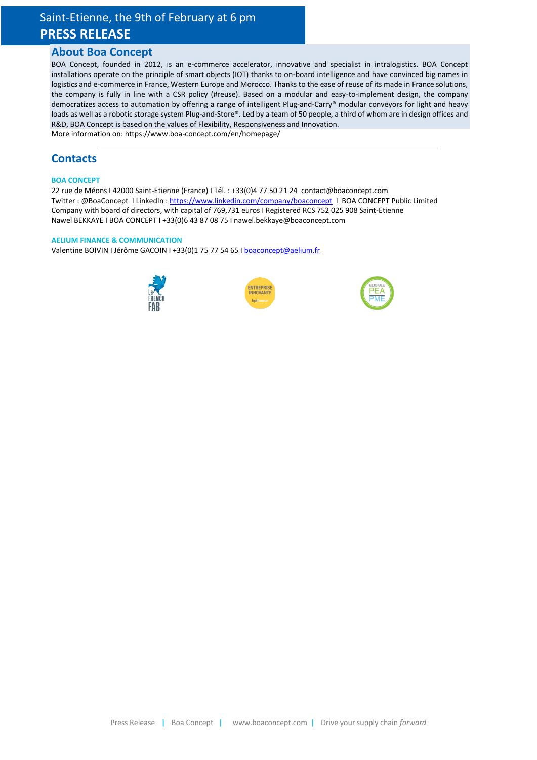Saint-Etienne, the 9th of February at 6 pm

# PRESS RELEASE

## About Boa Concept

BOA Concept, founded in 2012, is an e-commerce accelerator, innovative and specialist in intralogistics. BOA Concept installations operate on the principle of smart objects (IOT) thanks to on-board intelligence and have convinced big names in logistics and e-commerce in France, Western Europe and Morocco. Thanks to the ease of reuse of its made in France solutions, the company is fully in line with a CSR policy (#reuse). Based on a modular and easy-to-implement design, the company democratizes access to automation by offering a range of intelligent Plug-and-Carry® modular conveyors for light and heavy loads as well as a robotic storage system Plug-and-Store®. Led by a team of 50 people, a third of whom are in design offices and R&D, BOA Concept is based on the values of Flexibility, Responsiveness and Innovation.
More information on: https://www.boa-concept.com/en/homepage/

## Contacts

**BOA CONCEPT**
22 rue de Méons I 42000 Saint-Etienne (France) I Tél. : +33(0)4 77 50 21 24 contact@boaconcept.com
Twitter : @BoaConcept I LinkedIn : https://www.linkedin.com/company/boaconcept I BOA CONCEPT Public Limited Company with board of directors, with capital of 769,731 euros I Registered RCS 752 025 908 Saint-Etienne
Nawel BEKKAYE I BOA CONCEPT I +33(0)6 43 87 08 75 I nawel.bekkaye@boaconcept.com

**AELIUM FINANCE & COMMUNICATION**
Valentine BOIVIN I Jérôme GACOIN I +33(0)1 75 77 54 65 I boaconcept@aelium.fr